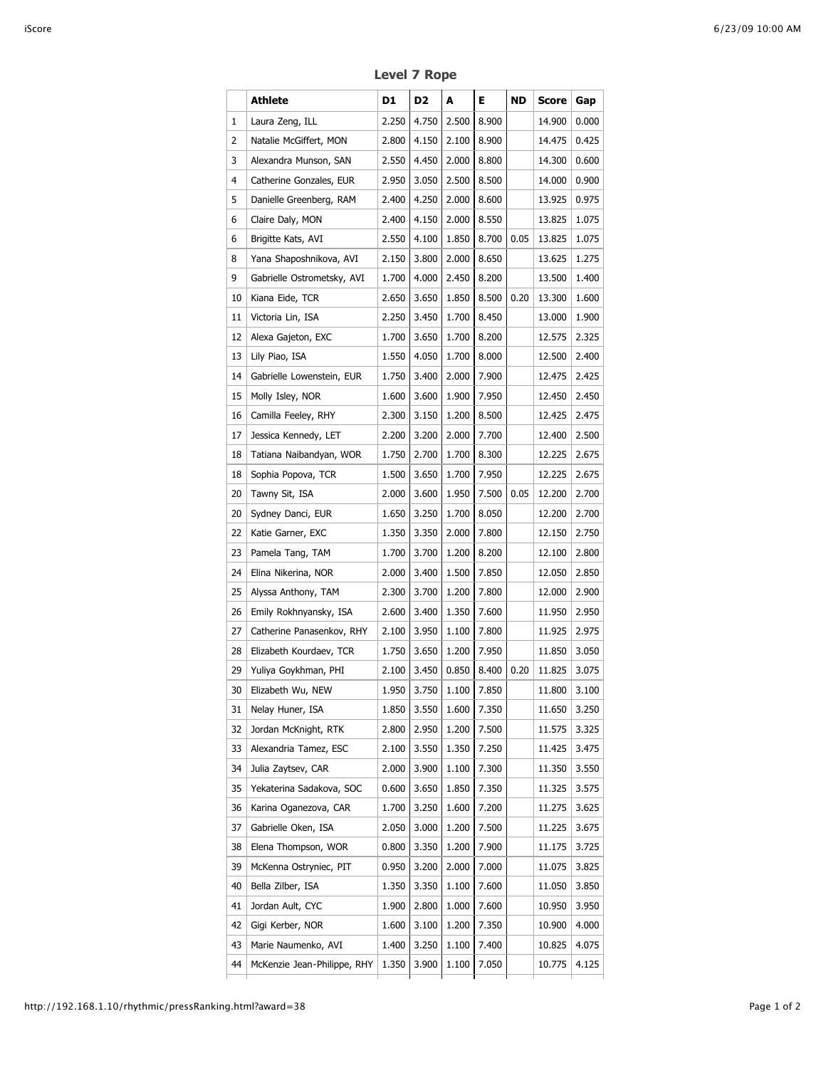## Level 7 Rope

| | Athlete | D1 | D2 | A | E | ND | Score | Gap |
|---|---|---|---|---|---|---|---|---|
| 1 | Laura Zeng, ILL | 2.250 | 4.750 | 2.500 | 8.900 | | 14.900 | 0.000 |
| 2 | Natalie McGiffert, MON | 2.800 | 4.150 | 2.100 | 8.900 | | 14.475 | 0.425 |
| 3 | Alexandra Munson, SAN | 2.550 | 4.450 | 2.000 | 8.800 | | 14.300 | 0.600 |
| 4 | Catherine Gonzales, EUR | 2.950 | 3.050 | 2.500 | 8.500 | | 14.000 | 0.900 |
| 5 | Danielle Greenberg, RAM | 2.400 | 4.250 | 2.000 | 8.600 | | 13.925 | 0.975 |
| 6 | Claire Daly, MON | 2.400 | 4.150 | 2.000 | 8.550 | | 13.825 | 1.075 |
| 6 | Brigitte Kats, AVI | 2.550 | 4.100 | 1.850 | 8.700 | 0.05 | 13.825 | 1.075 |
| 8 | Yana Shaposhnikova, AVI | 2.150 | 3.800 | 2.000 | 8.650 | | 13.625 | 1.275 |
| 9 | Gabrielle Ostrometsky, AVI | 1.700 | 4.000 | 2.450 | 8.200 | | 13.500 | 1.400 |
| 10 | Kiana Eide, TCR | 2.650 | 3.650 | 1.850 | 8.500 | 0.20 | 13.300 | 1.600 |
| 11 | Victoria Lin, ISA | 2.250 | 3.450 | 1.700 | 8.450 | | 13.000 | 1.900 |
| 12 | Alexa Gajeton, EXC | 1.700 | 3.650 | 1.700 | 8.200 | | 12.575 | 2.325 |
| 13 | Lily Piao, ISA | 1.550 | 4.050 | 1.700 | 8.000 | | 12.500 | 2.400 |
| 14 | Gabrielle Lowenstein, EUR | 1.750 | 3.400 | 2.000 | 7.900 | | 12.475 | 2.425 |
| 15 | Molly Isley, NOR | 1.600 | 3.600 | 1.900 | 7.950 | | 12.450 | 2.450 |
| 16 | Camilla Feeley, RHY | 2.300 | 3.150 | 1.200 | 8.500 | | 12.425 | 2.475 |
| 17 | Jessica Kennedy, LET | 2.200 | 3.200 | 2.000 | 7.700 | | 12.400 | 2.500 |
| 18 | Tatiana Naibandyan, WOR | 1.750 | 2.700 | 1.700 | 8.300 | | 12.225 | 2.675 |
| 18 | Sophia Popova, TCR | 1.500 | 3.650 | 1.700 | 7.950 | | 12.225 | 2.675 |
| 20 | Tawny Sit, ISA | 2.000 | 3.600 | 1.950 | 7.500 | 0.05 | 12.200 | 2.700 |
| 20 | Sydney Danci, EUR | 1.650 | 3.250 | 1.700 | 8.050 | | 12.200 | 2.700 |
| 22 | Katie Garner, EXC | 1.350 | 3.350 | 2.000 | 7.800 | | 12.150 | 2.750 |
| 23 | Pamela Tang, TAM | 1.700 | 3.700 | 1.200 | 8.200 | | 12.100 | 2.800 |
| 24 | Elina Nikerina, NOR | 2.000 | 3.400 | 1.500 | 7.850 | | 12.050 | 2.850 |
| 25 | Alyssa Anthony, TAM | 2.300 | 3.700 | 1.200 | 7.800 | | 12.000 | 2.900 |
| 26 | Emily Rokhnyansky, ISA | 2.600 | 3.400 | 1.350 | 7.600 | | 11.950 | 2.950 |
| 27 | Catherine Panasenkov, RHY | 2.100 | 3.950 | 1.100 | 7.800 | | 11.925 | 2.975 |
| 28 | Elizabeth Kourdaev, TCR | 1.750 | 3.650 | 1.200 | 7.950 | | 11.850 | 3.050 |
| 29 | Yuliya Goykhman, PHI | 2.100 | 3.450 | 0.850 | 8.400 | 0.20 | 11.825 | 3.075 |
| 30 | Elizabeth Wu, NEW | 1.950 | 3.750 | 1.100 | 7.850 | | 11.800 | 3.100 |
| 31 | Nelay Huner, ISA | 1.850 | 3.550 | 1.600 | 7.350 | | 11.650 | 3.250 |
| 32 | Jordan McKnight, RTK | 2.800 | 2.950 | 1.200 | 7.500 | | 11.575 | 3.325 |
| 33 | Alexandria Tamez, ESC | 2.100 | 3.550 | 1.350 | 7.250 | | 11.425 | 3.475 |
| 34 | Julia Zaytsev, CAR | 2.000 | 3.900 | 1.100 | 7.300 | | 11.350 | 3.550 |
| 35 | Yekaterina Sadakova, SOC | 0.600 | 3.650 | 1.850 | 7.350 | | 11.325 | 3.575 |
| 36 | Karina Oganezova, CAR | 1.700 | 3.250 | 1.600 | 7.200 | | 11.275 | 3.625 |
| 37 | Gabrielle Oken, ISA | 2.050 | 3.000 | 1.200 | 7.500 | | 11.225 | 3.675 |
| 38 | Elena Thompson, WOR | 0.800 | 3.350 | 1.200 | 7.900 | | 11.175 | 3.725 |
| 39 | McKenna Ostryniec, PIT | 0.950 | 3.200 | 2.000 | 7.000 | | 11.075 | 3.825 |
| 40 | Bella Zilber, ISA | 1.350 | 3.350 | 1.100 | 7.600 | | 11.050 | 3.850 |
| 41 | Jordan Ault, CYC | 1.900 | 2.800 | 1.000 | 7.600 | | 10.950 | 3.950 |
| 42 | Gigi Kerber, NOR | 1.600 | 3.100 | 1.200 | 7.350 | | 10.900 | 4.000 |
| 43 | Marie Naumenko, AVI | 1.400 | 3.250 | 1.100 | 7.400 | | 10.825 | 4.075 |
| 44 | McKenzie Jean-Philippe, RHY | 1.350 | 3.900 | 1.100 | 7.050 | | 10.775 | 4.125 |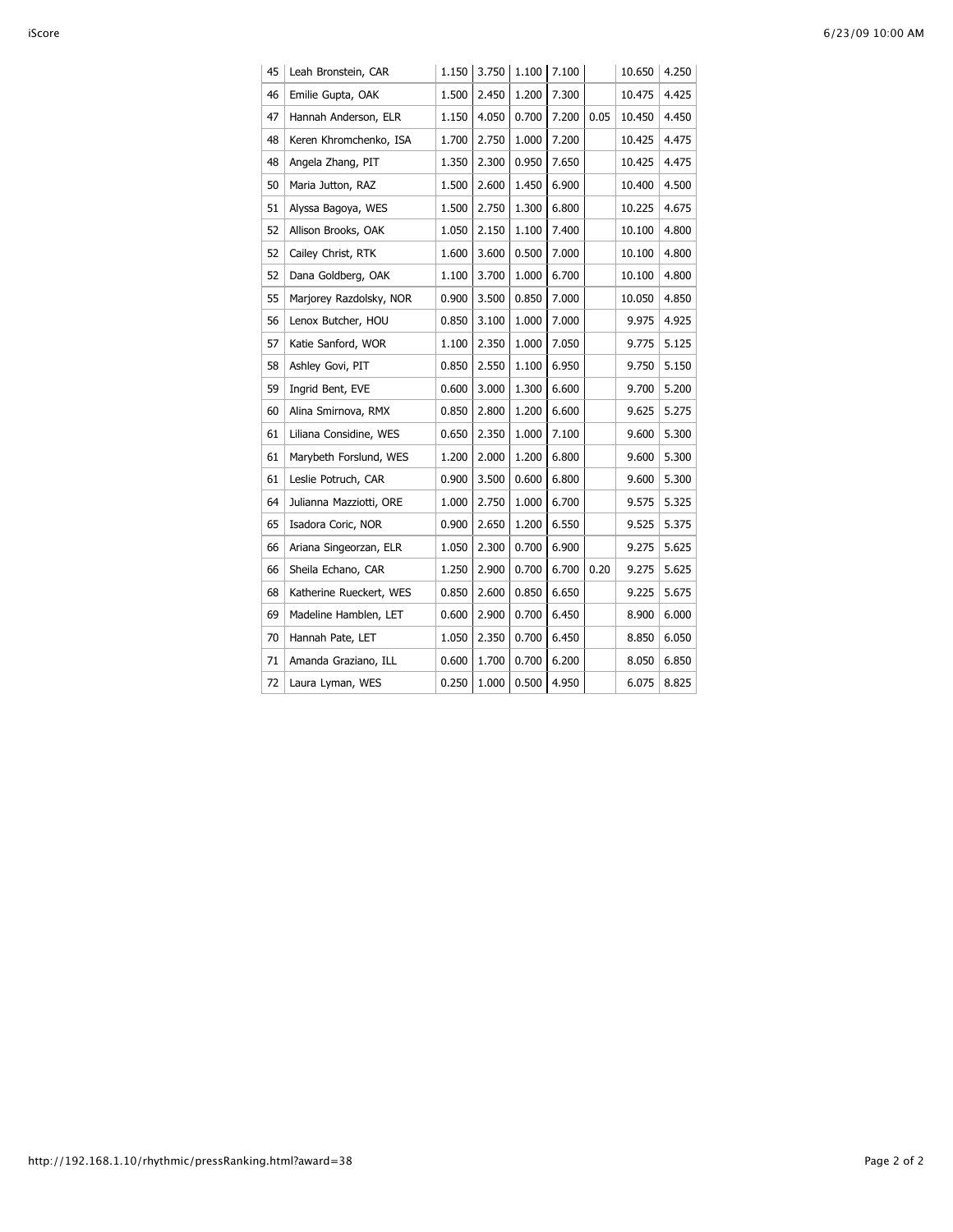| | | | | | | | | |
|---|---|---|---|---|---|---|---|---|
| 45 | Leah Bronstein, CAR | 1.150 | 3.750 | 1.100 | 7.100 | | 10.650 | 4.250 |
| 46 | Emilie Gupta, OAK | 1.500 | 2.450 | 1.200 | 7.300 | | 10.475 | 4.425 |
| 47 | Hannah Anderson, ELR | 1.150 | 4.050 | 0.700 | 7.200 | 0.05 | 10.450 | 4.450 |
| 48 | Keren Khromchenko, ISA | 1.700 | 2.750 | 1.000 | 7.200 | | 10.425 | 4.475 |
| 48 | Angela Zhang, PIT | 1.350 | 2.300 | 0.950 | 7.650 | | 10.425 | 4.475 |
| 50 | Maria Jutton, RAZ | 1.500 | 2.600 | 1.450 | 6.900 | | 10.400 | 4.500 |
| 51 | Alyssa Bagoya, WES | 1.500 | 2.750 | 1.300 | 6.800 | | 10.225 | 4.675 |
| 52 | Allison Brooks, OAK | 1.050 | 2.150 | 1.100 | 7.400 | | 10.100 | 4.800 |
| 52 | Cailey Christ, RTK | 1.600 | 3.600 | 0.500 | 7.000 | | 10.100 | 4.800 |
| 52 | Dana Goldberg, OAK | 1.100 | 3.700 | 1.000 | 6.700 | | 10.100 | 4.800 |
| 55 | Marjorey Razdolsky, NOR | 0.900 | 3.500 | 0.850 | 7.000 | | 10.050 | 4.850 |
| 56 | Lenox Butcher, HOU | 0.850 | 3.100 | 1.000 | 7.000 | | 9.975 | 4.925 |
| 57 | Katie Sanford, WOR | 1.100 | 2.350 | 1.000 | 7.050 | | 9.775 | 5.125 |
| 58 | Ashley Govi, PIT | 0.850 | 2.550 | 1.100 | 6.950 | | 9.750 | 5.150 |
| 59 | Ingrid Bent, EVE | 0.600 | 3.000 | 1.300 | 6.600 | | 9.700 | 5.200 |
| 60 | Alina Smirnova, RMX | 0.850 | 2.800 | 1.200 | 6.600 | | 9.625 | 5.275 |
| 61 | Liliana Considine, WES | 0.650 | 2.350 | 1.000 | 7.100 | | 9.600 | 5.300 |
| 61 | Marybeth Forslund, WES | 1.200 | 2.000 | 1.200 | 6.800 | | 9.600 | 5.300 |
| 61 | Leslie Potruch, CAR | 0.900 | 3.500 | 0.600 | 6.800 | | 9.600 | 5.300 |
| 64 | Julianna Mazziotti, ORE | 1.000 | 2.750 | 1.000 | 6.700 | | 9.575 | 5.325 |
| 65 | Isadora Coric, NOR | 0.900 | 2.650 | 1.200 | 6.550 | | 9.525 | 5.375 |
| 66 | Ariana Singeorzan, ELR | 1.050 | 2.300 | 0.700 | 6.900 | | 9.275 | 5.625 |
| 66 | Sheila Echano, CAR | 1.250 | 2.900 | 0.700 | 6.700 | 0.20 | 9.275 | 5.625 |
| 68 | Katherine Rueckert, WES | 0.850 | 2.600 | 0.850 | 6.650 | | 9.225 | 5.675 |
| 69 | Madeline Hamblen, LET | 0.600 | 2.900 | 0.700 | 6.450 | | 8.900 | 6.000 |
| 70 | Hannah Pate, LET | 1.050 | 2.350 | 0.700 | 6.450 | | 8.850 | 6.050 |
| 71 | Amanda Graziano, ILL | 0.600 | 1.700 | 0.700 | 6.200 | | 8.050 | 6.850 |
| 72 | Laura Lyman, WES | 0.250 | 1.000 | 0.500 | 4.950 | | 6.075 | 8.825 |